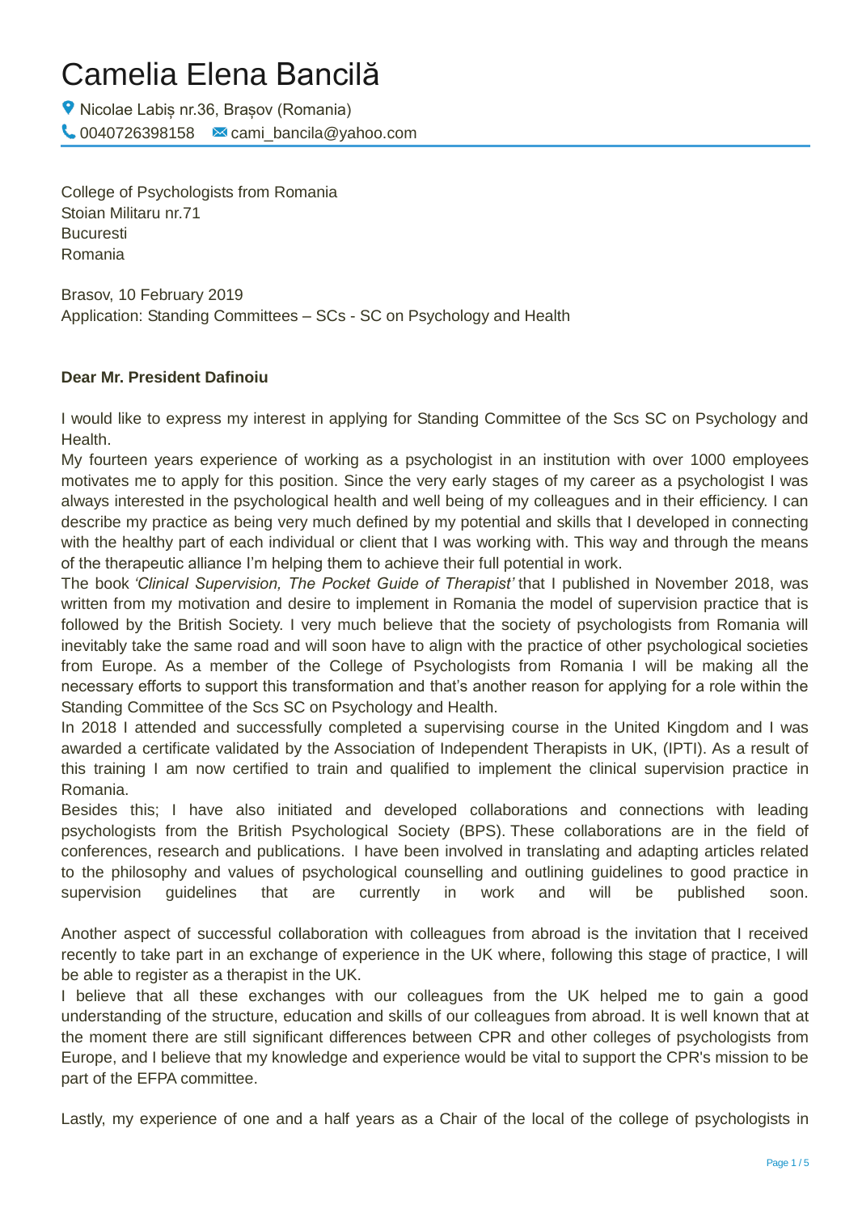# Camelia Elena Bancilă

Nicolae Labiș nr.36, Brașov (Romania)
0040726398158 cami_bancila@yahoo.com

College of Psychologists from Romania
Stoian Militaru nr.71
Bucuresti
Romania

Brasov, 10 February 2019
Application: Standing Committees – SCs - SC on Psychology and Health

**Dear Mr. President Dafinoiu**

I would like to express my interest in applying for Standing Committee of the Scs SC on Psychology and Health.

My fourteen years experience of working as a psychologist in an institution with over 1000 employees motivates me to apply for this position. Since the very early stages of my career as a psychologist I was always interested in the psychological health and well being of my colleagues and in their efficiency. I can describe my practice as being very much defined by my potential and skills that I developed in connecting with the healthy part of each individual or client that I was working with. This way and through the means of the therapeutic alliance I'm helping them to achieve their full potential in work.

The book *'Clinical Supervision, The Pocket Guide of Therapist'* that I published in November 2018, was written from my motivation and desire to implement in Romania the model of supervision practice that is followed by the British Society. I very much believe that the society of psychologists from Romania will inevitably take the same road and will soon have to align with the practice of other psychological societies from Europe. As a member of the College of Psychologists from Romania I will be making all the necessary efforts to support this transformation and that's another reason for applying for a role within the Standing Committee of the Scs SC on Psychology and Health.

In 2018 I attended and successfully completed a supervising course in the United Kingdom and I was awarded a certificate validated by the Association of Independent Therapists in UK, (IPTI). As a result of this training I am now certified to train and qualified to implement the clinical supervision practice in Romania.

Besides this; I have also initiated and developed collaborations and connections with leading psychologists from the British Psychological Society (BPS). These collaborations are in the field of conferences, research and publications. I have been involved in translating and adapting articles related to the philosophy and values of psychological counselling and outlining guidelines to good practice in supervision guidelines that are currently in work and will be published soon.

Another aspect of successful collaboration with colleagues from abroad is the invitation that I received recently to take part in an exchange of experience in the UK where, following this stage of practice, I will be able to register as a therapist in the UK.

I believe that all these exchanges with our colleagues from the UK helped me to gain a good understanding of the structure, education and skills of our colleagues from abroad. It is well known that at the moment there are still significant differences between CPR and other colleges of psychologists from Europe, and I believe that my knowledge and experience would be vital to support the CPR's mission to be part of the EFPA committee.

Lastly, my experience of one and a half years as a Chair of the local of the college of psychologists in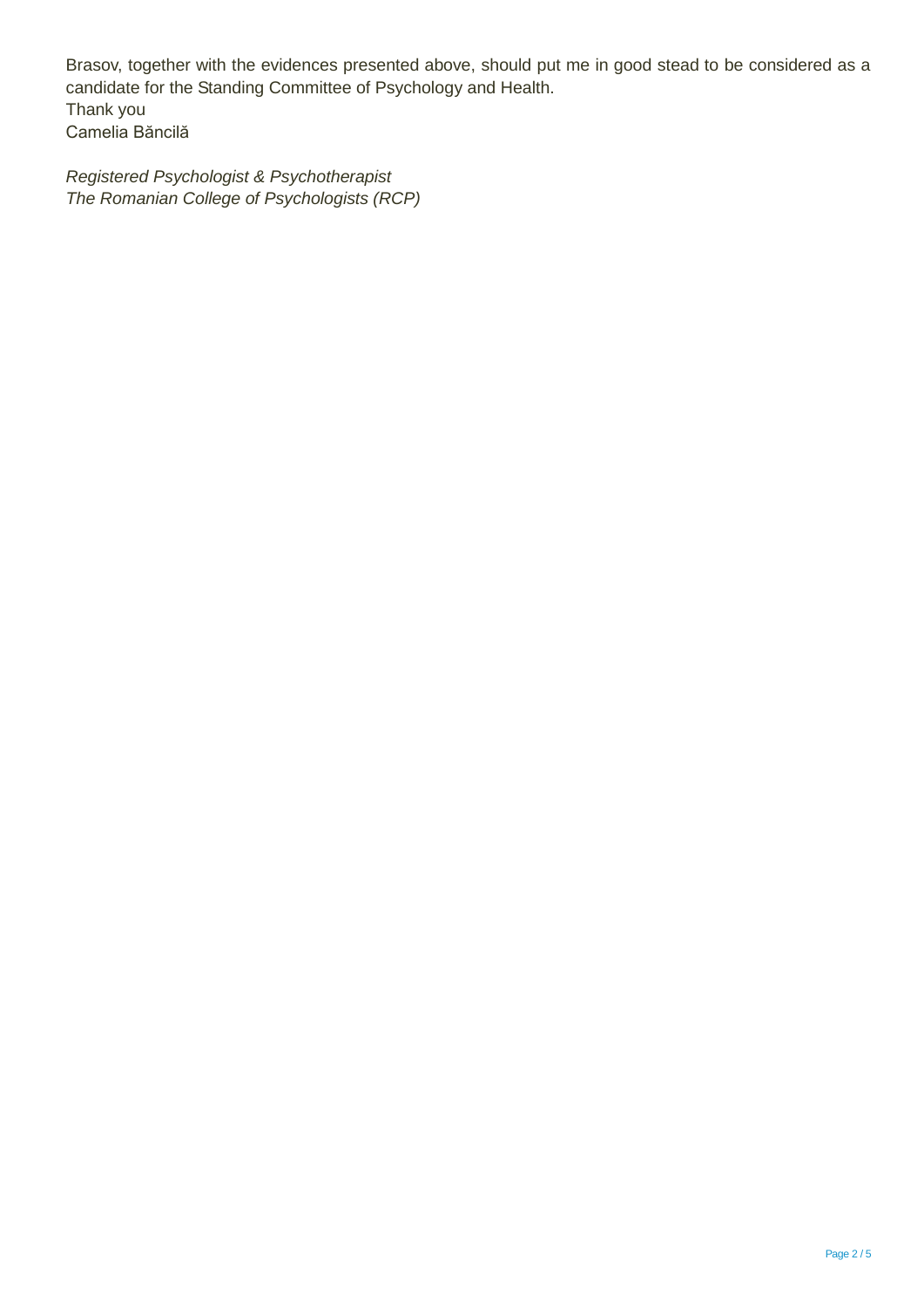Brasov, together with the evidences presented above, should put me in good stead to be considered as a candidate for the Standing Committee of Psychology and Health.

Thank you

Camelia Băncilă

*Registered Psychologist & Psychotherapist*
*The Romanian College of Psychologists (RCP)*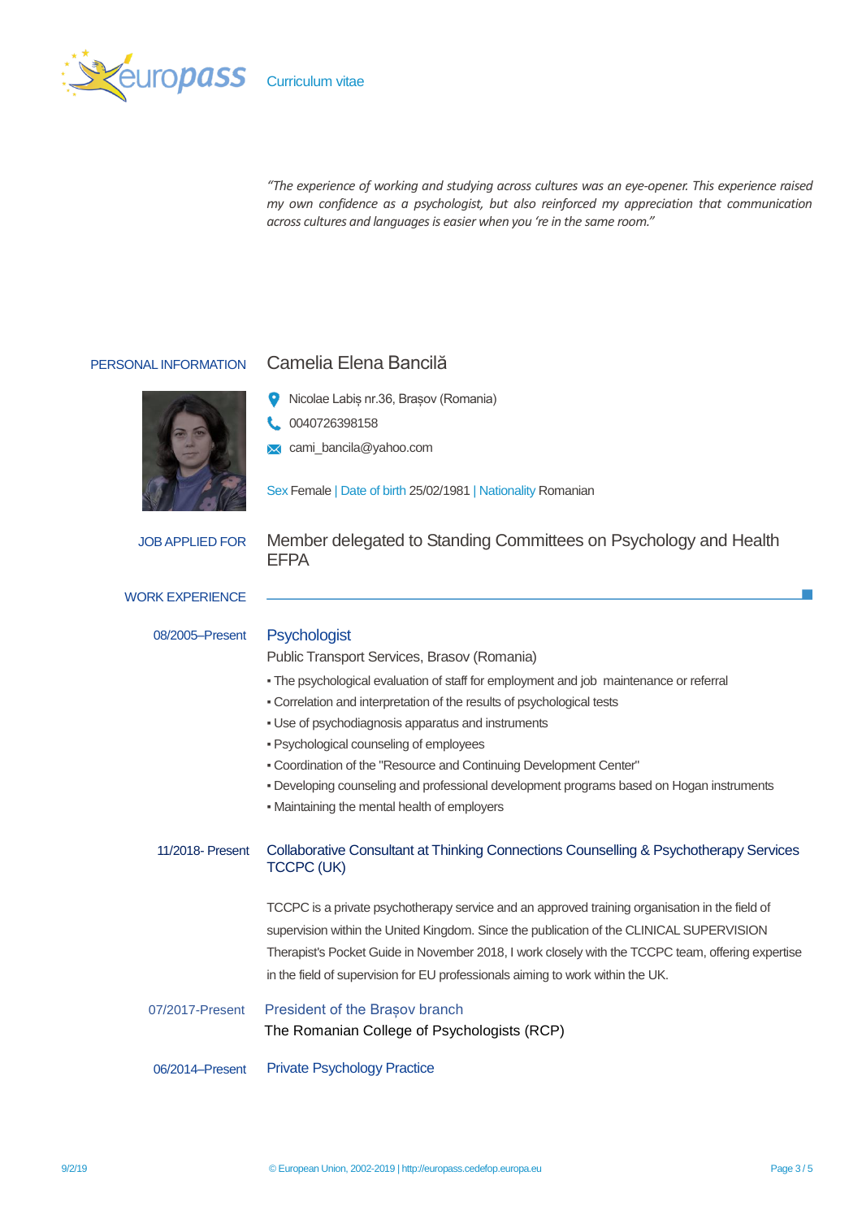Curriculum vitae

*"The experience of working and studying across cultures was an eye-opener. This experience raised my own confidence as a psychologist, but also reinforced my appreciation that communication across cultures and languages is easier when you 're in the same room."*

## PERSONAL INFORMATION

### Camelia Elena Bancilă

Nicolae Labiș nr.36, Brașov (Romania)

0040726398158

cami_bancila@yahoo.com

Sex Female | Date of birth 25/02/1981 | Nationality Romanian

## JOB APPLIED FOR

Member delegated to Standing Committees on Psychology and Health EFPA

## WORK EXPERIENCE

**08/2005–Present**

### Psychologist

Public Transport Services, Brasov (Romania)

- The psychological evaluation of staff for employment and job maintenance or referral
- Correlation and interpretation of the results of psychological tests
- Use of psychodiagnosis apparatus and instruments
- Psychological counseling of employees
- Coordination of the "Resource and Continuing Development Center"
- Developing counseling and professional development programs based on Hogan instruments
- Maintaining the mental health of employers

**11/2018- Present**

### Collaborative Consultant at Thinking Connections Counselling & Psychotherapy Services TCCPC (UK)

TCCPC is a private psychotherapy service and an approved training organisation in the field of supervision within the United Kingdom. Since the publication of the CLINICAL SUPERVISION Therapist's Pocket Guide in November 2018, I work closely with the TCCPC team, offering expertise in the field of supervision for EU professionals aiming to work within the UK.

**07/2017-Present**

### President of the Brașov branch

The Romanian College of Psychologists (RCP)

**06/2014–Present**

### Private Psychology Practice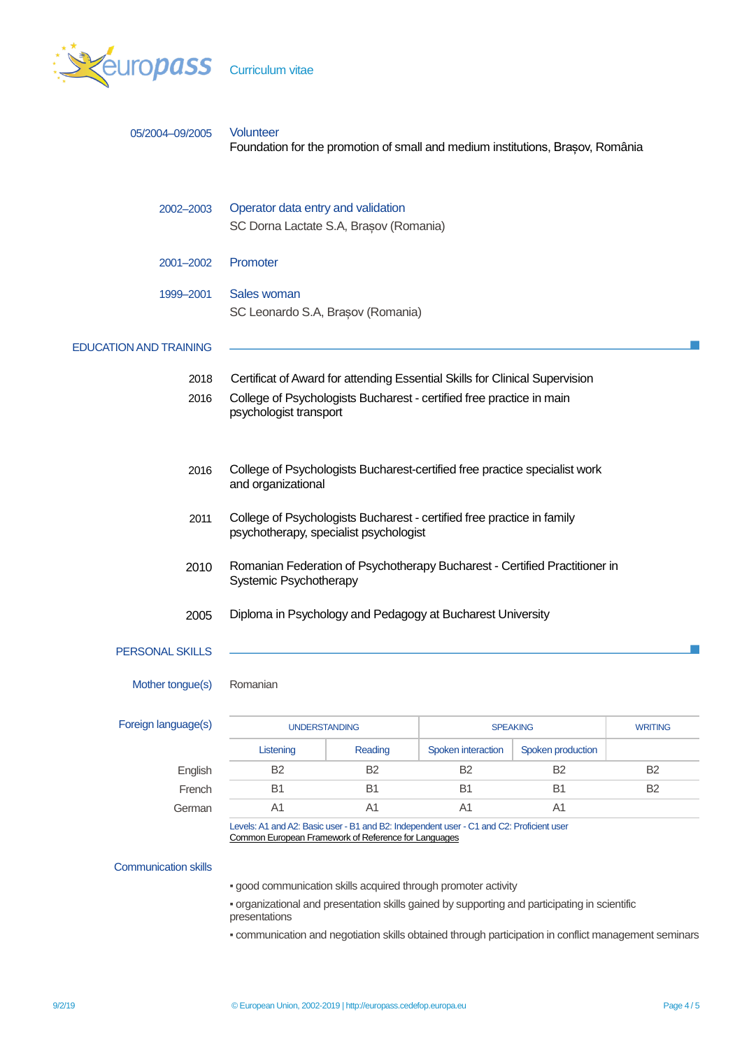05/2004–09/2005 **Volunteer**
Foundation for the promotion of small and medium institutions, Brașov, România

2002–2003 **Operator data entry and validation**
SC Dorna Lactate S.A, Brașov (Romania)

2001–2002 **Promoter**

1999–2001 **Sales woman**
SC Leonardo S.A, Brașov (Romania)

## EDUCATION AND TRAINING

2018 Certificat of Award for attending Essential Skills for Clinical Supervision

2016 College of Psychologists Bucharest - certified free practice in main psychologist transport

2016 College of Psychologists Bucharest-certified free practice specialist work and organizational

2011 College of Psychologists Bucharest - certified free practice in family psychotherapy, specialist psychologist

2010 Romanian Federation of Psychotherapy Bucharest - Certified Practitioner in Systemic Psychotherapy

2005 Diploma in Psychology and Pedagogy at Bucharest University

## PERSONAL SKILLS

**Mother tongue(s)** Romanian

**Foreign language(s)**

| | UNDERSTANDING | | SPEAKING | | WRITING |
|---|---|---|---|---|---|
| | Listening | Reading | Spoken interaction | Spoken production | |
| English | B2 | B2 | B2 | B2 | B2 |
| French | B1 | B1 | B1 | B1 | B2 |
| German | A1 | A1 | A1 | A1 | |

Levels: A1 and A2: Basic user - B1 and B2: Independent user - C1 and C2: Proficient user
Common European Framework of Reference for Languages

**Communication skills**

- good communication skills acquired through promoter activity
- organizational and presentation skills gained by supporting and participating in scientific presentations
- communication and negotiation skills obtained through participation in conflict management seminars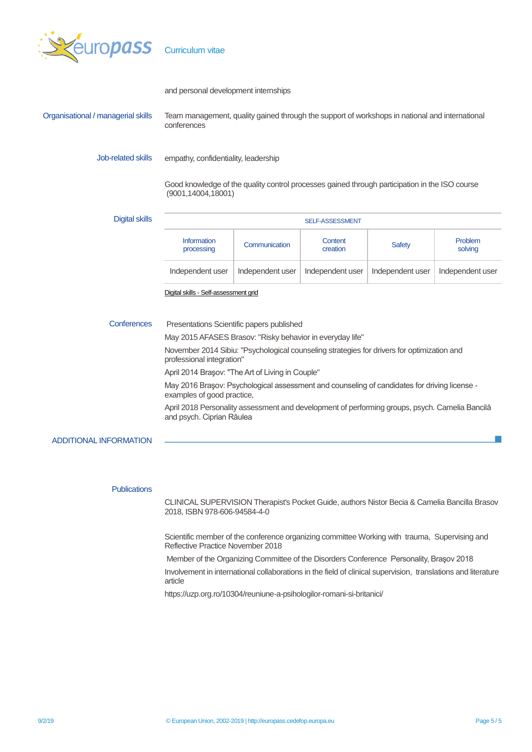and personal development internships

**Organisational / managerial skills**

Team management, quality gained through the support of workshops in national and international conferences

**Job-related skills**

empathy, confidentiality, leadership

Good knowledge of the quality control processes gained through participation in the ISO course (9001,14004,18001)

**Digital skills**

| SELF-ASSESSMENT | | | | |
|---|---|---|---|---|
| Information processing | Communication | Content creation | Safety | Problem solving |
| Independent user | Independent user | Independent user | Independent user | Independent user |

Digital skills - Self-assessment grid

**Conferences**

Presentations Scientific papers published

May 2015 AFASES Brasov: "Risky behavior in everyday life"

November 2014 Sibiu: "Psychological counseling strategies for drivers for optimization and professional integration"

April 2014 Braşov: "The Art of Living in Couple"

May 2016 Braşov: Psychological assessment and counseling of candidates for driving license - examples of good practice,

April 2018 Personality assessment and development of performing groups, psych. Camelia Bancilă and psych. Ciprian Răulea

## ADDITIONAL INFORMATION

**Publications**

CLINICAL SUPERVISION Therapist's Pocket Guide, authors Nistor Becia & Camelia Bancilla Brasov 2018, ISBN 978-606-94584-4-0

Scientific member of the conference organizing committee Working with trauma, Supervising and Reflective Practice November 2018

Member of the Organizing Committee of the Disorders Conference Personality, Braşov 2018

Involvement in international collaborations in the field of clinical supervision, translations and literature article

https://uzp.org.ro/10304/reuniune-a-psihologilor-romani-si-britanici/